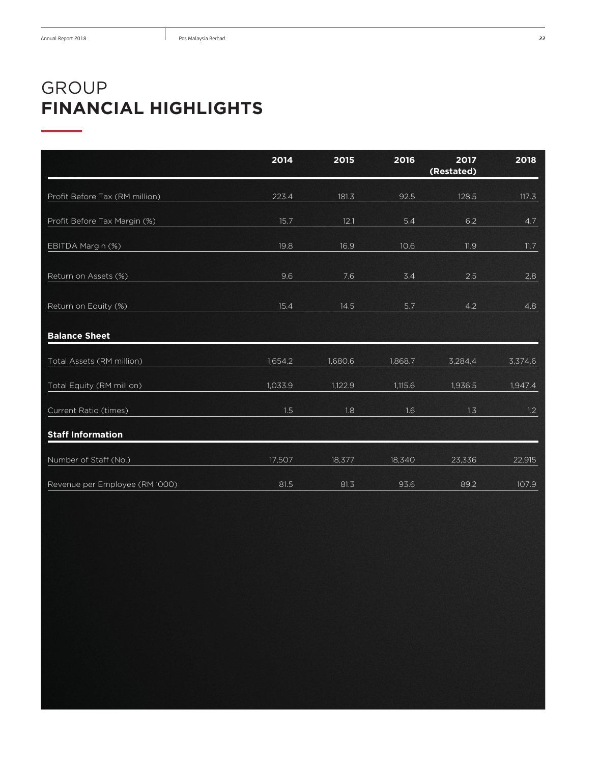# GROUP **FINANCIAL HIGHLIGHTS**

| | 2014 | 2015 | 2016 | 2017 (Restated) | 2018 |
|---|---|---|---|---|---|
| Profit Before Tax (RM million) | 223.4 | 181.3 | 92.5 | 128.5 | 117.3 |
| Profit Before Tax Margin (%) | 15.7 | 12.1 | 5.4 | 6.2 | 4.7 |
| EBITDA Margin (%) | 19.8 | 16.9 | 10.6 | 11.9 | 11.7 |
| Return on Assets (%) | 9.6 | 7.6 | 3.4 | 2.5 | 2.8 |
| Return on Equity (%) | 15.4 | 14.5 | 5.7 | 4.2 | 4.8 |
| **Balance Sheet** | | | | | |
| Total Assets (RM million) | 1,654.2 | 1,680.6 | 1,868.7 | 3,284.4 | 3,374.6 |
| Total Equity (RM million) | 1,033.9 | 1,122.9 | 1,115.6 | 1,936.5 | 1,947.4 |
| Current Ratio (times) | 1.5 | 1.8 | 1.6 | 1.3 | 1.2 |
| **Staff Information** | | | | | |
| Number of Staff (No.) | 17,507 | 18,377 | 18,340 | 23,336 | 22,915 |
| Revenue per Employee (RM '000) | 81.5 | 81.3 | 93.6 | 89.2 | 107.9 |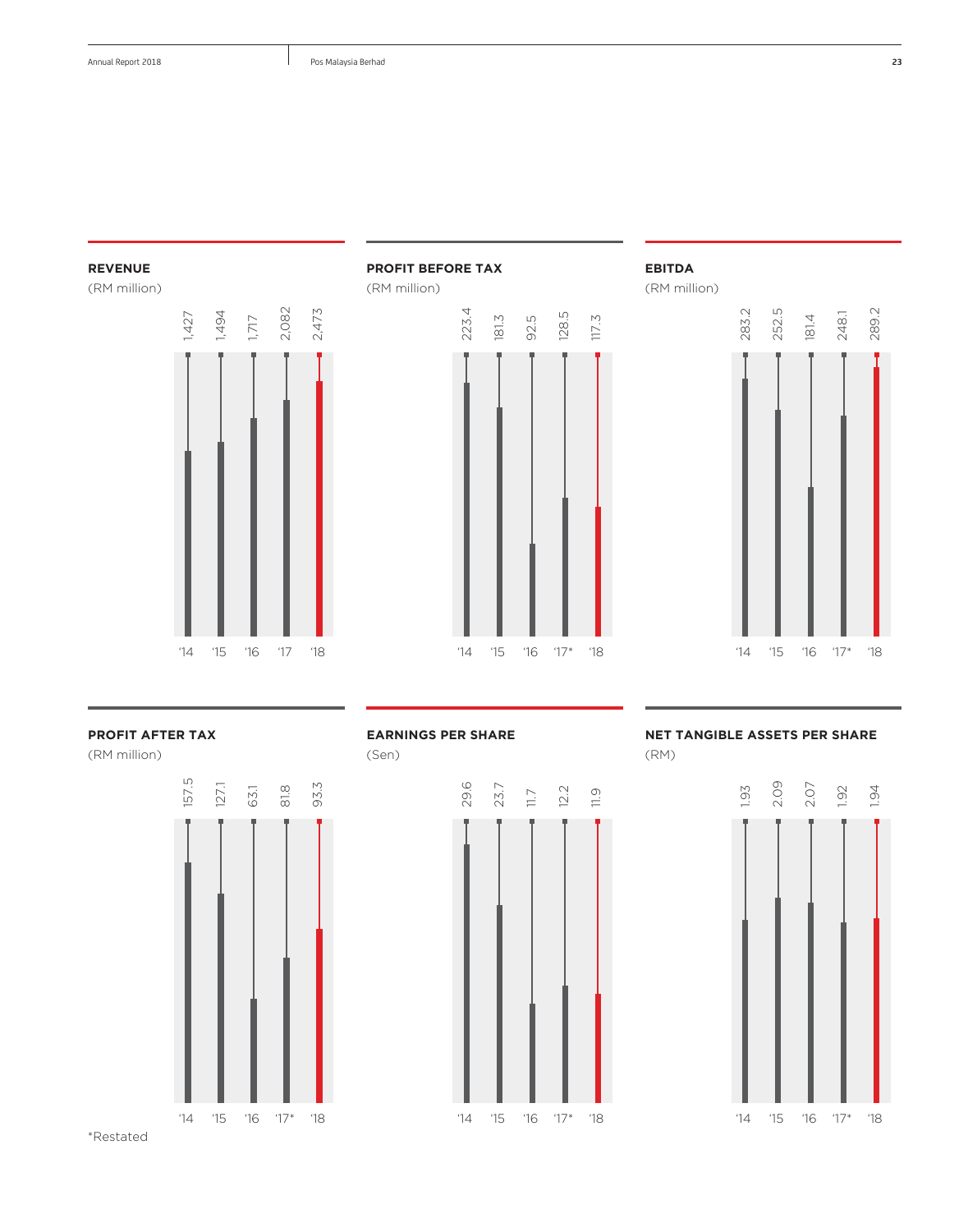## REVENUE

(RM million)

1,427
1,494
1,717
2,082
2,473

'14 '15 '16 '17 '18

## PROFIT BEFORE TAX

(RM million)

223.4
181.3
92.5
128.5
117.3

'14 '15 '16 '17* '18

## EBITDA

(RM million)

283.2
252.5
181.4
248.1
289.2

'14 '15 '16 '17* '18

## PROFIT AFTER TAX

(RM million)

157.5
127.1
63.1
81.8
93.3

'14 '15 '16 '17* '18

## EARNINGS PER SHARE

(Sen)

29.6
23.7
11.7
12.2
11.9

'14 '15 '16 '17* '18

## NET TANGIBLE ASSETS PER SHARE

(RM)

1.93
2.09
2.07
1.92
1.94

'14 '15 '16 '17* '18

*Restated